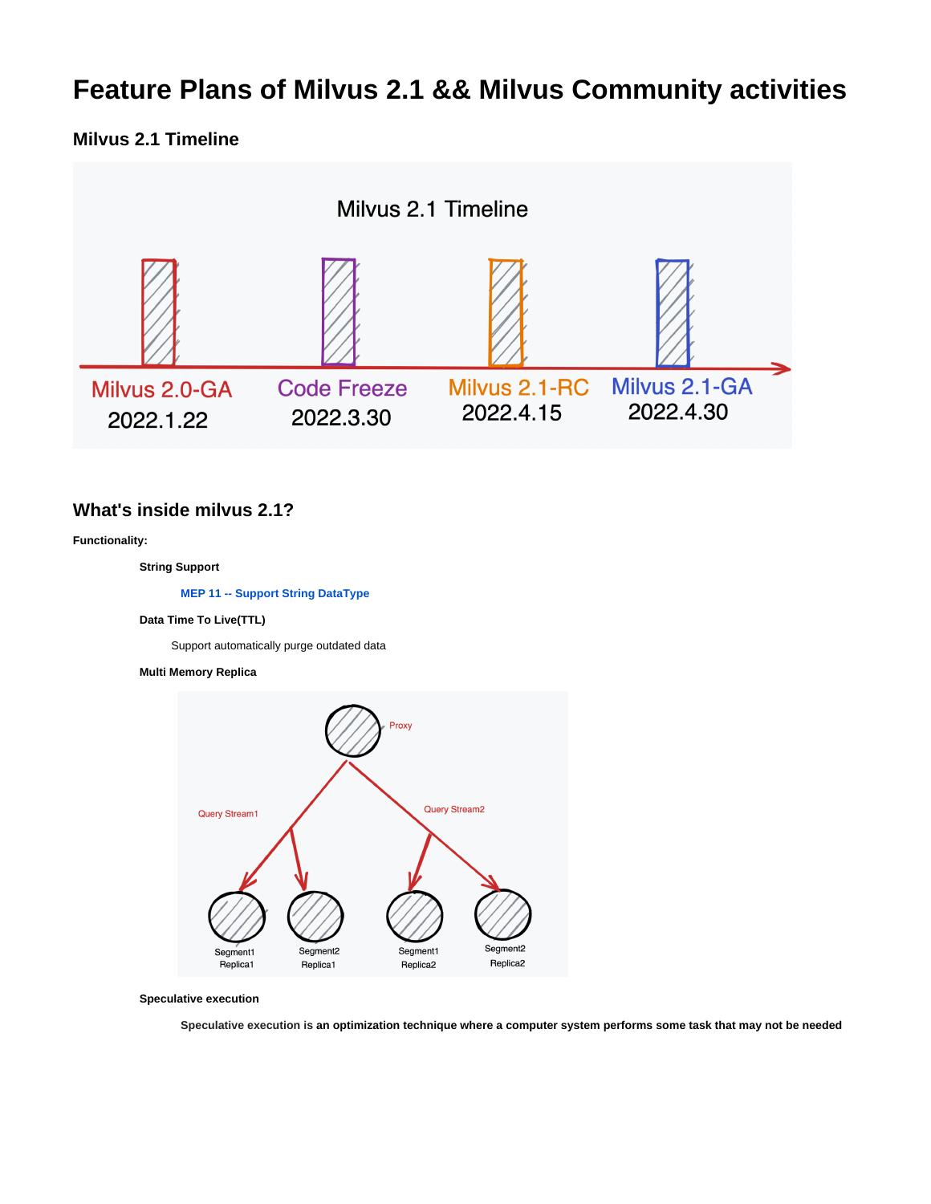# Feature Plans of Milvus 2.1 && Milvus Community activities

### Milvus 2.1 Timeline

Milvus 2.1 Timeline

Milvus 2.0-GA 2022.1.22

Code Freeze 2022.3.30

Milvus 2.1-RC 2022.4.15

Milvus 2.1-GA 2022.4.30

### What's inside milvus 2.1?

**Functionality:**

**String Support**

**MEP 11 -- Support String DataType**

**Data Time To Live(TTL)**

Support automatically purge outdated data

**Multi Memory Replica**

Proxy

Query Stream1

Query Stream2

Segment1 Replica1

Segment2 Replica1

Segment1 Replica2

Segment2 Replica2

**Speculative execution**

**Speculative execution is an optimization technique where a computer system performs some task that may not be needed**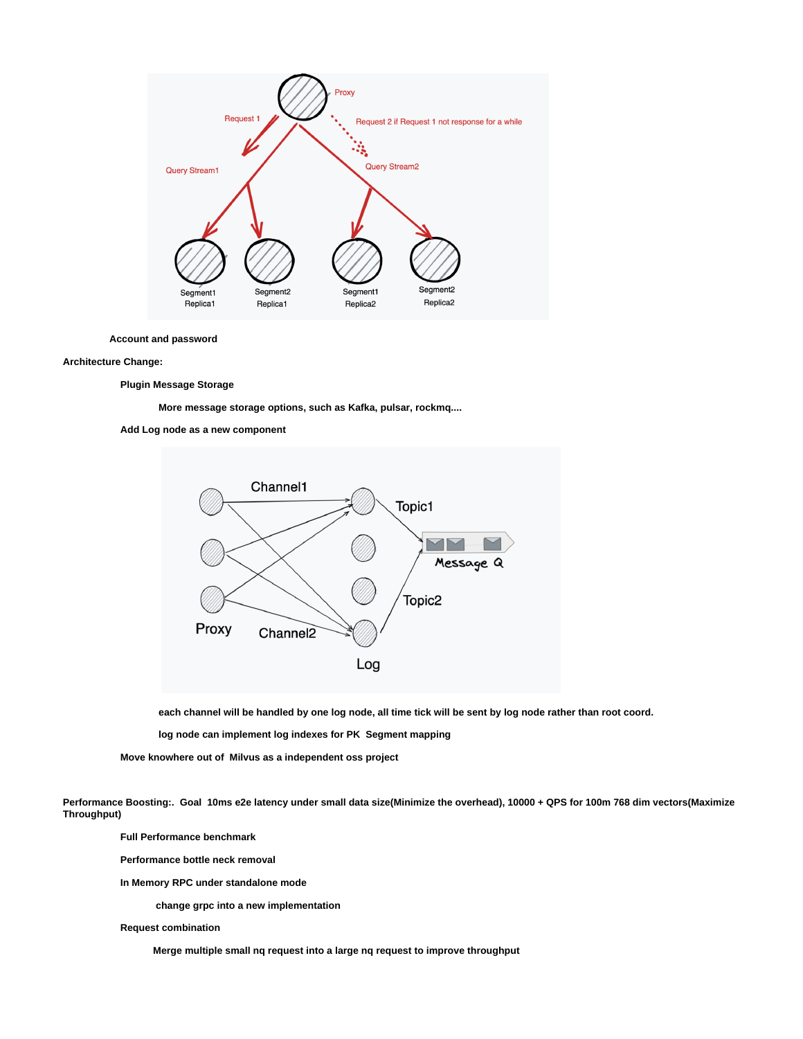Account and password

**Architecture Change:**

- **Plugin Message Storage**
  - More message storage options, such as Kafka, pulsar, rockmq....
- **Add Log node as a new component**
  - each channel will be handled by one log node, all time tick will be sent by log node rather than root coord.
  - log node can implement log indexes for PK Segment mapping
- **Move knowhere out of Milvus as a independent oss project**

**Performance Boosting:. Goal 10ms e2e latency under small data size(Minimize the overhead), 10000 + QPS for 100m 768 dim vectors(Maximize Throughput)**

- **Full Performance benchmark**
- **Performance bottle neck removal**
- **In Memory RPC under standalone mode**
  - change grpc into a new implementation
- **Request combination**
  - Merge multiple small nq request into a large nq request to improve throughput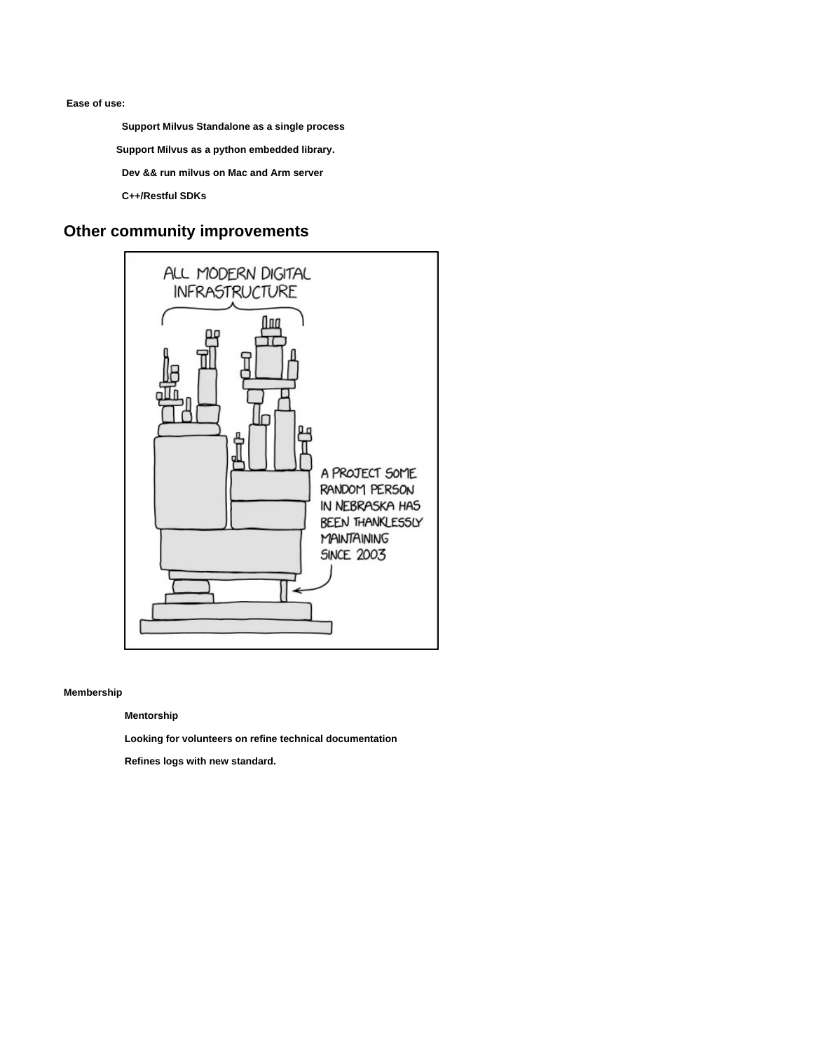**Ease of use:**

- **Support Milvus Standalone as a single process**
- **Support Milvus as a python embedded library.**
- **Dev && run milvus on Mac and Arm server**
- **C++/Restful SDKs**

## Other community improvements

ALL MODERN DIGITAL INFRASTRUCTURE

A PROJECT SOME RANDOM PERSON IN NEBRASKA HAS BEEN THANKLESSLY MAINTAINING SINCE 2003

**Membership**

- **Mentorship**
- **Looking for volunteers on refine technical documentation**
- **Refines logs with new standard.**